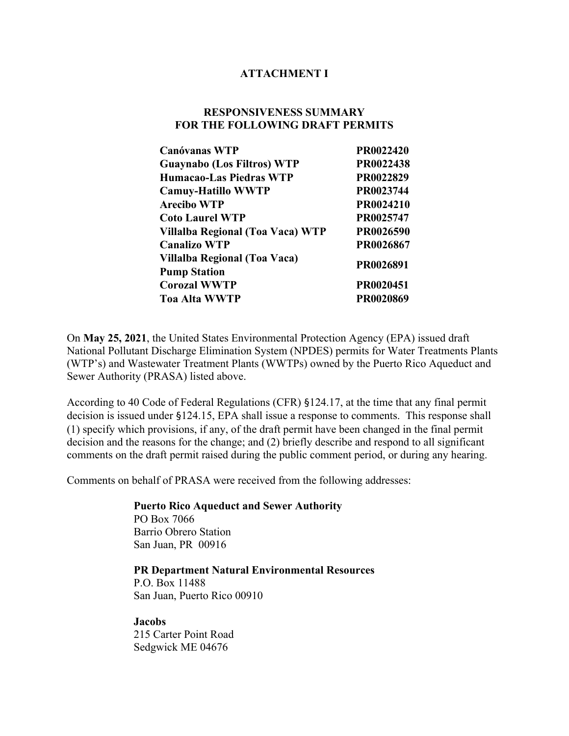# ATTACHMENT I

## RESPONSIVENESS SUMMARY FOR THE FOLLOWING DRAFT PERMITS

| | |
|---|---|
| **Canóvanas WTP** | **PR0022420** |
| **Guaynabo (Los Filtros) WTP** | **PR0022438** |
| **Humacao-Las Piedras WTP** | **PR0022829** |
| **Camuy-Hatillo WWTP** | **PR0023744** |
| **Arecibo WTP** | **PR0024210** |
| **Coto Laurel WTP** | **PR0025747** |
| **Villalba Regional (Toa Vaca) WTP** | **PR0026590** |
| **Canalizo WTP** | **PR0026867** |
| **Villalba Regional (Toa Vaca) Pump Station** | **PR0026891** |
| **Corozal WWTP** | **PR0020451** |
| **Toa Alta WWTP** | **PR0020869** |

On **May 25, 2021**, the United States Environmental Protection Agency (EPA) issued draft National Pollutant Discharge Elimination System (NPDES) permits for Water Treatments Plants (WTP's) and Wastewater Treatment Plants (WWTPs) owned by the Puerto Rico Aqueduct and Sewer Authority (PRASA) listed above.

According to 40 Code of Federal Regulations (CFR) §124.17, at the time that any final permit decision is issued under §124.15, EPA shall issue a response to comments. This response shall (1) specify which provisions, if any, of the draft permit have been changed in the final permit decision and the reasons for the change; and (2) briefly describe and respond to all significant comments on the draft permit raised during the public comment period, or during any hearing.

Comments on behalf of PRASA were received from the following addresses:

**Puerto Rico Aqueduct and Sewer Authority**
PO Box 7066
Barrio Obrero Station
San Juan, PR 00916

**PR Department Natural Environmental Resources**
P.O. Box 11488
San Juan, Puerto Rico 00910

**Jacobs**
215 Carter Point Road
Sedgwick ME 04676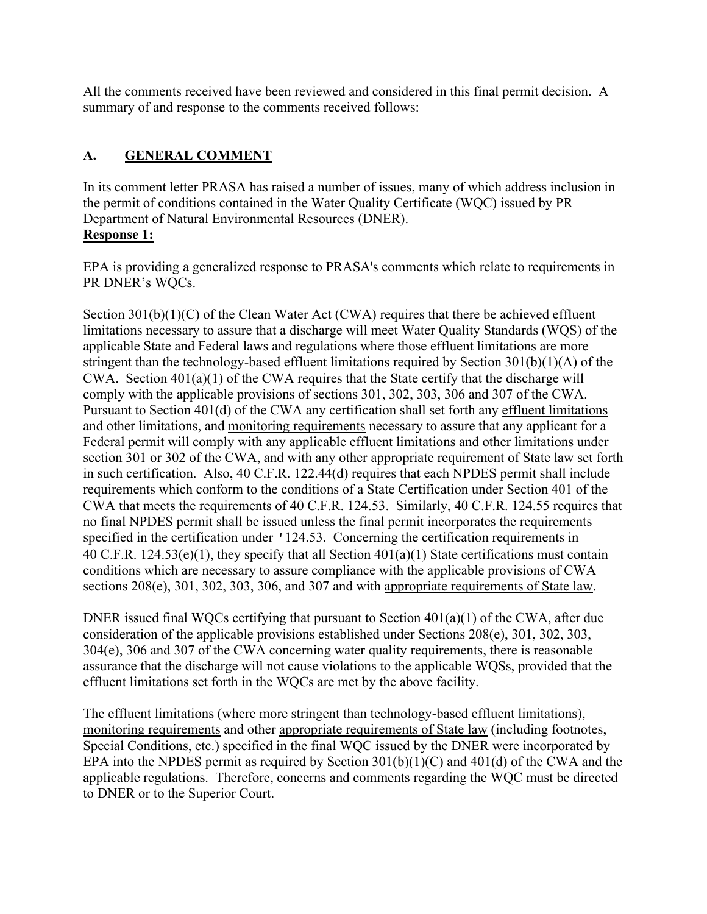All the comments received have been reviewed and considered in this final permit decision. A summary of and response to the comments received follows:

## A. GENERAL COMMENT

In its comment letter PRASA has raised a number of issues, many of which address inclusion in the permit of conditions contained in the Water Quality Certificate (WQC) issued by PR Department of Natural Environmental Resources (DNER).

**Response 1:**

EPA is providing a generalized response to PRASA's comments which relate to requirements in PR DNER's WQCs.

Section 301(b)(1)(C) of the Clean Water Act (CWA) requires that there be achieved effluent limitations necessary to assure that a discharge will meet Water Quality Standards (WQS) of the applicable State and Federal laws and regulations where those effluent limitations are more stringent than the technology-based effluent limitations required by Section 301(b)(1)(A) of the CWA. Section 401(a)(1) of the CWA requires that the State certify that the discharge will comply with the applicable provisions of sections 301, 302, 303, 306 and 307 of the CWA. Pursuant to Section 401(d) of the CWA any certification shall set forth any effluent limitations and other limitations, and monitoring requirements necessary to assure that any applicant for a Federal permit will comply with any applicable effluent limitations and other limitations under section 301 or 302 of the CWA, and with any other appropriate requirement of State law set forth in such certification. Also, 40 C.F.R. 122.44(d) requires that each NPDES permit shall include requirements which conform to the conditions of a State Certification under Section 401 of the CWA that meets the requirements of 40 C.F.R. 124.53. Similarly, 40 C.F.R. 124.55 requires that no final NPDES permit shall be issued unless the final permit incorporates the requirements specified in the certification under '124.53. Concerning the certification requirements in 40 C.F.R. 124.53(e)(1), they specify that all Section 401(a)(1) State certifications must contain conditions which are necessary to assure compliance with the applicable provisions of CWA sections 208(e), 301, 302, 303, 306, and 307 and with appropriate requirements of State law.

DNER issued final WQCs certifying that pursuant to Section 401(a)(1) of the CWA, after due consideration of the applicable provisions established under Sections 208(e), 301, 302, 303, 304(e), 306 and 307 of the CWA concerning water quality requirements, there is reasonable assurance that the discharge will not cause violations to the applicable WQSs, provided that the effluent limitations set forth in the WQCs are met by the above facility.

The effluent limitations (where more stringent than technology-based effluent limitations), monitoring requirements and other appropriate requirements of State law (including footnotes, Special Conditions, etc.) specified in the final WQC issued by the DNER were incorporated by EPA into the NPDES permit as required by Section 301(b)(1)(C) and 401(d) of the CWA and the applicable regulations. Therefore, concerns and comments regarding the WQC must be directed to DNER or to the Superior Court.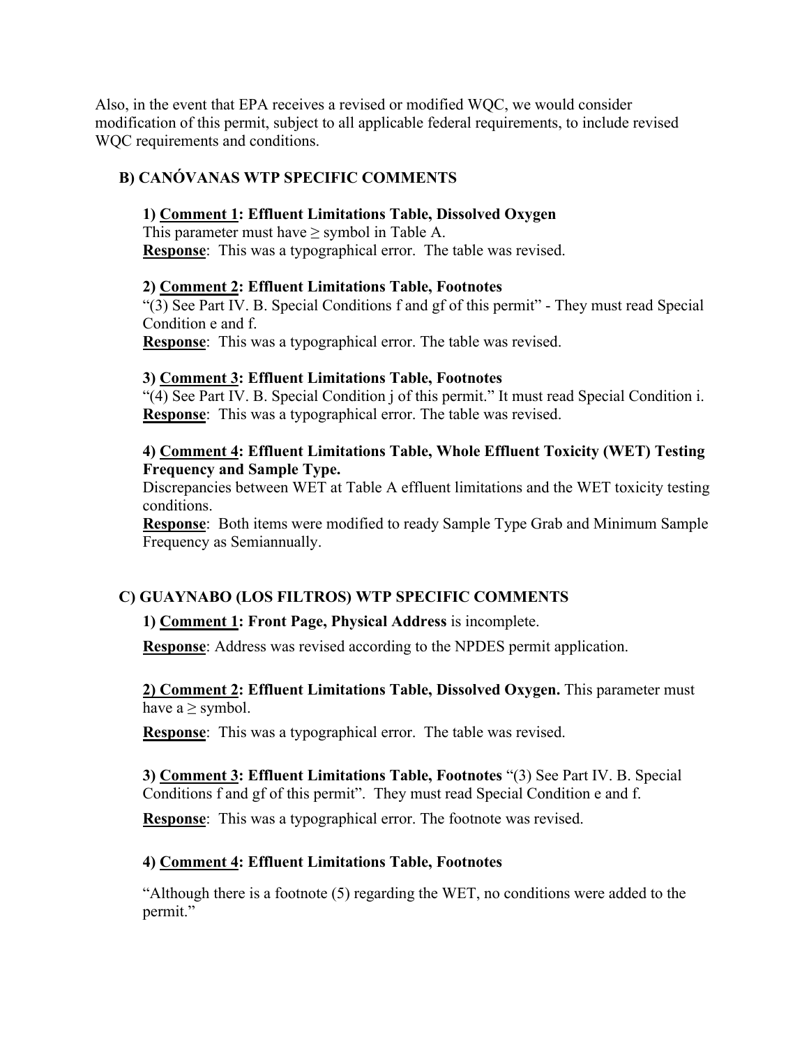Also, in the event that EPA receives a revised or modified WQC, we would consider modification of this permit, subject to all applicable federal requirements, to include revised WQC requirements and conditions.

## B) CANÓVANAS WTP SPECIFIC COMMENTS

**1) <u>Comment 1</u>: Effluent Limitations Table, Dissolved Oxygen**
This parameter must have ≥ symbol in Table A.
**<u>Response</u>**: This was a typographical error. The table was revised.

**2) <u>Comment 2</u>: Effluent Limitations Table, Footnotes**
"(3) See Part IV. B. Special Conditions f and gf of this permit" - They must read Special Condition e and f.
**<u>Response</u>**: This was a typographical error. The table was revised.

**3) <u>Comment 3</u>: Effluent Limitations Table, Footnotes**
"(4) See Part IV. B. Special Condition j of this permit." It must read Special Condition i.
**<u>Response</u>**: This was a typographical error. The table was revised.

**4) <u>Comment 4</u>: Effluent Limitations Table, Whole Effluent Toxicity (WET) Testing Frequency and Sample Type.**
Discrepancies between WET at Table A effluent limitations and the WET toxicity testing conditions.
**<u>Response</u>**: Both items were modified to ready Sample Type Grab and Minimum Sample Frequency as Semiannually.

## C) GUAYNABO (LOS FILTROS) WTP SPECIFIC COMMENTS

**1) <u>Comment 1</u>: Front Page, Physical Address** is incomplete.

**<u>Response</u>**: Address was revised according to the NPDES permit application.

**<u>2) Comment 2</u>: Effluent Limitations Table, Dissolved Oxygen.** This parameter must have a ≥ symbol.

**<u>Response</u>**: This was a typographical error. The table was revised.

**3) <u>Comment 3</u>: Effluent Limitations Table, Footnotes** "(3) See Part IV. B. Special Conditions f and gf of this permit". They must read Special Condition e and f.

**<u>Response</u>**: This was a typographical error. The footnote was revised.

**4) <u>Comment 4</u>: Effluent Limitations Table, Footnotes**

"Although there is a footnote (5) regarding the WET, no conditions were added to the permit."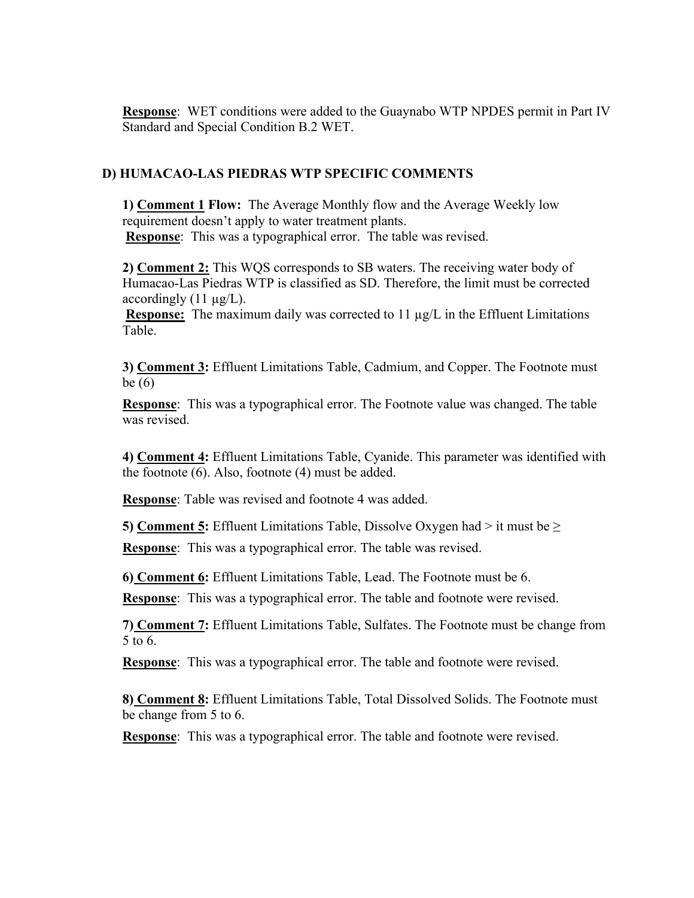**Response**: WET conditions were added to the Guaynabo WTP NPDES permit in Part IV Standard and Special Condition B.2 WET.

## D) HUMACAO-LAS PIEDRAS WTP SPECIFIC COMMENTS

**1) Comment 1 Flow:** The Average Monthly flow and the Average Weekly low requirement doesn't apply to water treatment plants.
**Response**: This was a typographical error. The table was revised.

**2) Comment 2:** This WQS corresponds to SB waters. The receiving water body of Humacao-Las Piedras WTP is classified as SD. Therefore, the limit must be corrected accordingly (11 µg/L).
**Response:** The maximum daily was corrected to 11 µg/L in the Effluent Limitations Table.

**3) Comment 3:** Effluent Limitations Table, Cadmium, and Copper. The Footnote must be (6)

**Response**: This was a typographical error. The Footnote value was changed. The table was revised.

**4) Comment 4:** Effluent Limitations Table, Cyanide. This parameter was identified with the footnote (6). Also, footnote (4) must be added.

**Response**: Table was revised and footnote 4 was added.

**5) Comment 5:** Effluent Limitations Table, Dissolve Oxygen had > it must be ≥

**Response**: This was a typographical error. The table was revised.

**6) Comment 6:** Effluent Limitations Table, Lead. The Footnote must be 6.

**Response**: This was a typographical error. The table and footnote were revised.

**7) Comment 7:** Effluent Limitations Table, Sulfates. The Footnote must be change from 5 to 6.

**Response**: This was a typographical error. The table and footnote were revised.

**8) Comment 8:** Effluent Limitations Table, Total Dissolved Solids. The Footnote must be change from 5 to 6.

**Response**: This was a typographical error. The table and footnote were revised.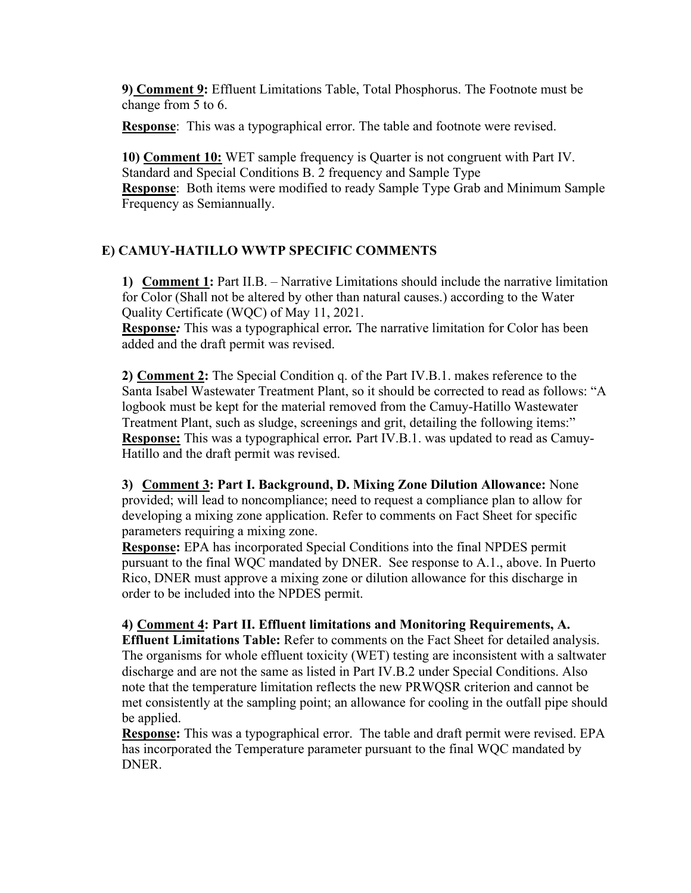**9) Comment 9:** Effluent Limitations Table, Total Phosphorus. The Footnote must be change from 5 to 6.

**Response**: This was a typographical error. The table and footnote were revised.

**10) Comment 10:** WET sample frequency is Quarter is not congruent with Part IV. Standard and Special Conditions B. 2 frequency and Sample Type
**Response**: Both items were modified to ready Sample Type Grab and Minimum Sample Frequency as Semiannually.

## E) CAMUY-HATILLO WWTP SPECIFIC COMMENTS

**1) Comment 1:** Part II.B. – Narrative Limitations should include the narrative limitation for Color (Shall not be altered by other than natural causes.) according to the Water Quality Certificate (WQC) of May 11, 2021.
**Response***:* This was a typographical error**.** The narrative limitation for Color has been added and the draft permit was revised.

**2) Comment 2:** The Special Condition q. of the Part IV.B.1. makes reference to the Santa Isabel Wastewater Treatment Plant, so it should be corrected to read as follows: "A logbook must be kept for the material removed from the Camuy-Hatillo Wastewater Treatment Plant, such as sludge, screenings and grit, detailing the following items:"
**Response:** This was a typographical error**.** Part IV.B.1. was updated to read as Camuy-Hatillo and the draft permit was revised.

**3) Comment 3: Part I. Background, D. Mixing Zone Dilution Allowance:** None provided; will lead to noncompliance; need to request a compliance plan to allow for developing a mixing zone application. Refer to comments on Fact Sheet for specific parameters requiring a mixing zone.
**Response:** EPA has incorporated Special Conditions into the final NPDES permit pursuant to the final WQC mandated by DNER. See response to A.1., above. In Puerto Rico, DNER must approve a mixing zone or dilution allowance for this discharge in order to be included into the NPDES permit.

**4) Comment 4: Part II. Effluent limitations and Monitoring Requirements, A. Effluent Limitations Table:** Refer to comments on the Fact Sheet for detailed analysis. The organisms for whole effluent toxicity (WET) testing are inconsistent with a saltwater discharge and are not the same as listed in Part IV.B.2 under Special Conditions. Also note that the temperature limitation reflects the new PRWQSR criterion and cannot be met consistently at the sampling point; an allowance for cooling in the outfall pipe should be applied.
**Response:** This was a typographical error. The table and draft permit were revised. EPA has incorporated the Temperature parameter pursuant to the final WQC mandated by DNER.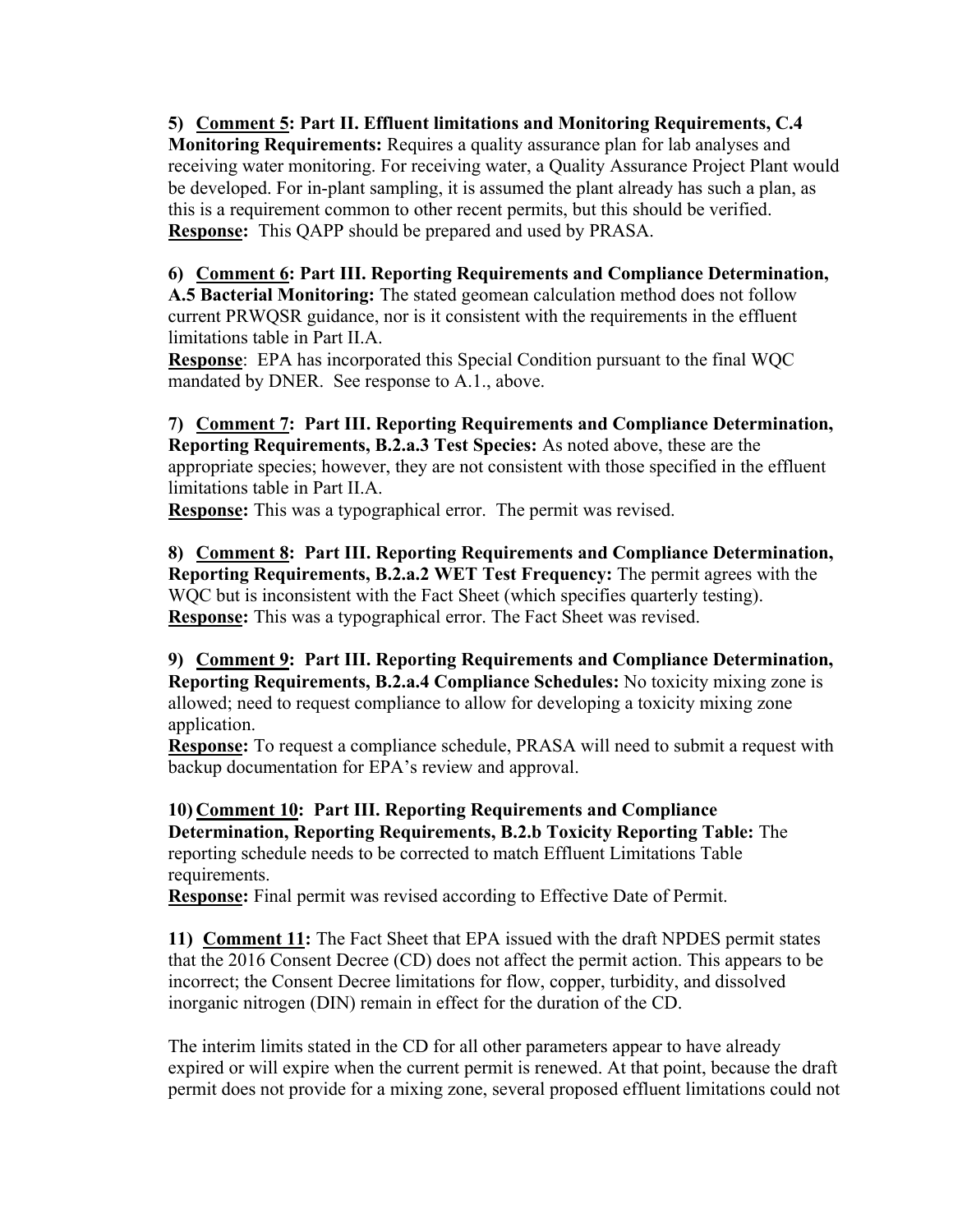5) **<u>Comment 5</u>: Part II. Effluent limitations and Monitoring Requirements, C.4 Monitoring Requirements:** Requires a quality assurance plan for lab analyses and receiving water monitoring. For receiving water, a Quality Assurance Project Plant would be developed. For in-plant sampling, it is assumed the plant already has such a plan, as this is a requirement common to other recent permits, but this should be verified.
**<u>Response:</u>** This QAPP should be prepared and used by PRASA.

6) **<u>Comment 6</u>: Part III. Reporting Requirements and Compliance Determination, A.5 Bacterial Monitoring:** The stated geomean calculation method does not follow current PRWQSR guidance, nor is it consistent with the requirements in the effluent limitations table in Part II.A.
**<u>Response</u>**: EPA has incorporated this Special Condition pursuant to the final WQC mandated by DNER. See response to A.1., above.

7) **<u>Comment 7</u>: Part III. Reporting Requirements and Compliance Determination, Reporting Requirements, B.2.a.3 Test Species:** As noted above, these are the appropriate species; however, they are not consistent with those specified in the effluent limitations table in Part II.A.
**<u>Response:</u>** This was a typographical error. The permit was revised.

8) **<u>Comment 8</u>: Part III. Reporting Requirements and Compliance Determination, Reporting Requirements, B.2.a.2 WET Test Frequency:** The permit agrees with the WQC but is inconsistent with the Fact Sheet (which specifies quarterly testing).
**<u>Response:</u>** This was a typographical error. The Fact Sheet was revised.

9) **<u>Comment 9</u>: Part III. Reporting Requirements and Compliance Determination, Reporting Requirements, B.2.a.4 Compliance Schedules:** No toxicity mixing zone is allowed; need to request compliance to allow for developing a toxicity mixing zone application.
**<u>Response:</u>** To request a compliance schedule, PRASA will need to submit a request with backup documentation for EPA's review and approval.

10) **<u>Comment 10</u>: Part III. Reporting Requirements and Compliance Determination, Reporting Requirements, B.2.b Toxicity Reporting Table:** The reporting schedule needs to be corrected to match Effluent Limitations Table requirements.
**<u>Response:</u>** Final permit was revised according to Effective Date of Permit.

11) **<u>Comment 11</u>:** The Fact Sheet that EPA issued with the draft NPDES permit states that the 2016 Consent Decree (CD) does not affect the permit action. This appears to be incorrect; the Consent Decree limitations for flow, copper, turbidity, and dissolved inorganic nitrogen (DIN) remain in effect for the duration of the CD.

The interim limits stated in the CD for all other parameters appear to have already expired or will expire when the current permit is renewed. At that point, because the draft permit does not provide for a mixing zone, several proposed effluent limitations could not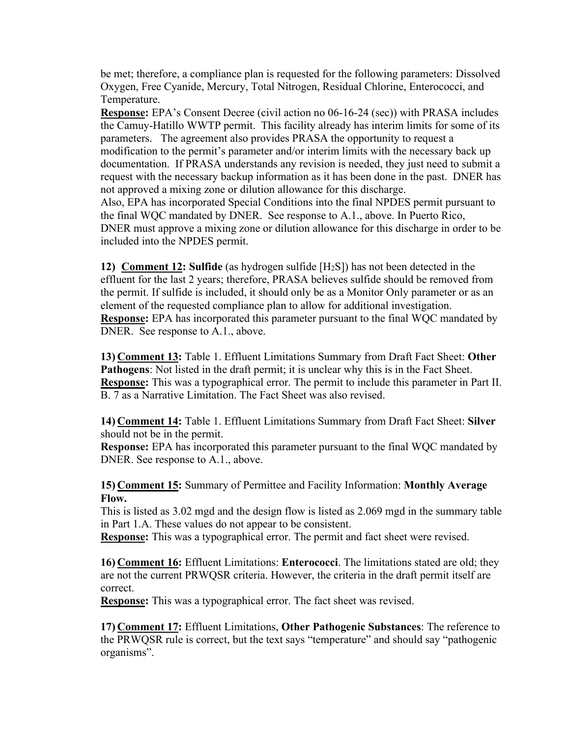be met; therefore, a compliance plan is requested for the following parameters: Dissolved Oxygen, Free Cyanide, Mercury, Total Nitrogen, Residual Chlorine, Enterococci, and Temperature.

**Response:** EPA's Consent Decree (civil action no 06-16-24 (sec)) with PRASA includes the Camuy-Hatillo WWTP permit. This facility already has interim limits for some of its parameters. The agreement also provides PRASA the opportunity to request a modification to the permit's parameter and/or interim limits with the necessary back up documentation. If PRASA understands any revision is needed, they just need to submit a request with the necessary backup information as it has been done in the past. DNER has not approved a mixing zone or dilution allowance for this discharge.

Also, EPA has incorporated Special Conditions into the final NPDES permit pursuant to the final WQC mandated by DNER. See response to A.1., above. In Puerto Rico, DNER must approve a mixing zone or dilution allowance for this discharge in order to be included into the NPDES permit.

12) **Comment 12: Sulfide** (as hydrogen sulfide [$H_2S$]) has not been detected in the effluent for the last 2 years; therefore, PRASA believes sulfide should be removed from the permit. If sulfide is included, it should only be as a Monitor Only parameter or as an element of the requested compliance plan to allow for additional investigation.

**Response:** EPA has incorporated this parameter pursuant to the final WQC mandated by DNER. See response to A.1., above.

13) **Comment 13:** Table 1. Effluent Limitations Summary from Draft Fact Sheet: **Other Pathogens**: Not listed in the draft permit; it is unclear why this is in the Fact Sheet.

**Response:** This was a typographical error. The permit to include this parameter in Part II. B. 7 as a Narrative Limitation. The Fact Sheet was also revised.

14) **Comment 14:** Table 1. Effluent Limitations Summary from Draft Fact Sheet: **Silver** should not be in the permit.

**Response:** EPA has incorporated this parameter pursuant to the final WQC mandated by DNER. See response to A.1., above.

15) **Comment 15:** Summary of Permittee and Facility Information: **Monthly Average Flow.**

This is listed as 3.02 mgd and the design flow is listed as 2.069 mgd in the summary table in Part 1.A. These values do not appear to be consistent.

**Response:** This was a typographical error. The permit and fact sheet were revised.

16) **Comment 16:** Effluent Limitations: **Enterococci**. The limitations stated are old; they are not the current PRWQSR criteria. However, the criteria in the draft permit itself are correct.

**Response:** This was a typographical error. The fact sheet was revised.

17) **Comment 17:** Effluent Limitations, **Other Pathogenic Substances**: The reference to the PRWQSR rule is correct, but the text says "temperature" and should say "pathogenic organisms".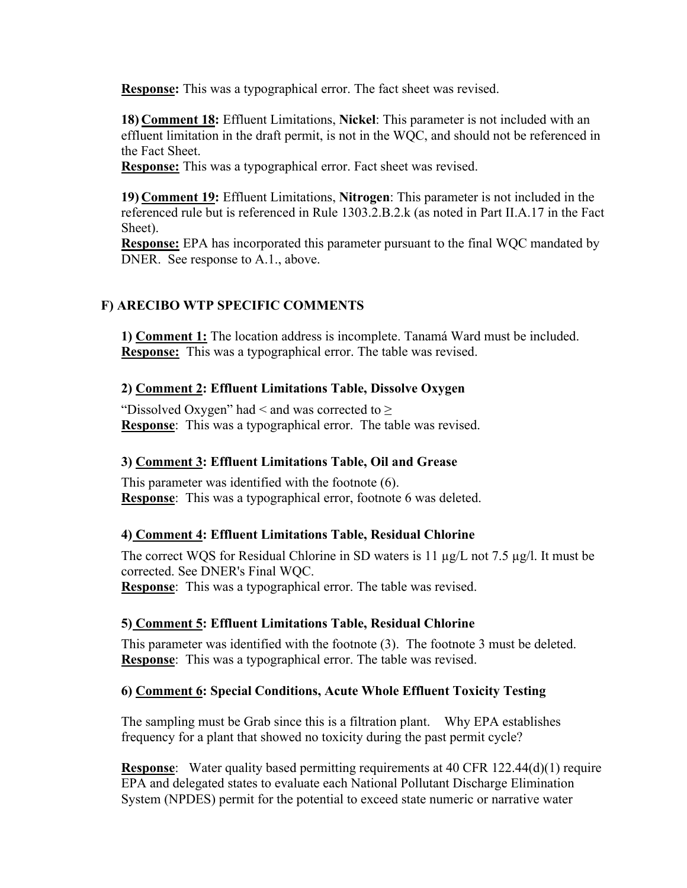**Response:** This was a typographical error. The fact sheet was revised.

18) **Comment 18:** Effluent Limitations, **Nickel**: This parameter is not included with an effluent limitation in the draft permit, is not in the WQC, and should not be referenced in the Fact Sheet.
**Response:** This was a typographical error. Fact sheet was revised.

19) **Comment 19:** Effluent Limitations, **Nitrogen**: This parameter is not included in the referenced rule but is referenced in Rule 1303.2.B.2.k (as noted in Part II.A.17 in the Fact Sheet).
**Response:** EPA has incorporated this parameter pursuant to the final WQC mandated by DNER. See response to A.1., above.

## F) ARECIBO WTP SPECIFIC COMMENTS

1) **Comment 1:** The location address is incomplete. Tanamá Ward must be included.
**Response:** This was a typographical error. The table was revised.

**2) Comment 2: Effluent Limitations Table, Dissolve Oxygen**

"Dissolved Oxygen" had < and was corrected to ≥
**Response**: This was a typographical error. The table was revised.

**3) Comment 3: Effluent Limitations Table, Oil and Grease**

This parameter was identified with the footnote (6).
**Response**: This was a typographical error, footnote 6 was deleted.

**4) Comment 4: Effluent Limitations Table, Residual Chlorine**

The correct WQS for Residual Chlorine in SD waters is 11 µg/L not 7.5 µg/l. It must be corrected. See DNER's Final WQC.
**Response**: This was a typographical error. The table was revised.

**5) Comment 5: Effluent Limitations Table, Residual Chlorine**

This parameter was identified with the footnote (3). The footnote 3 must be deleted.
**Response**: This was a typographical error. The table was revised.

**6) Comment 6: Special Conditions, Acute Whole Effluent Toxicity Testing**

The sampling must be Grab since this is a filtration plant. Why EPA establishes frequency for a plant that showed no toxicity during the past permit cycle?

**Response**: Water quality based permitting requirements at 40 CFR 122.44(d)(1) require EPA and delegated states to evaluate each National Pollutant Discharge Elimination System (NPDES) permit for the potential to exceed state numeric or narrative water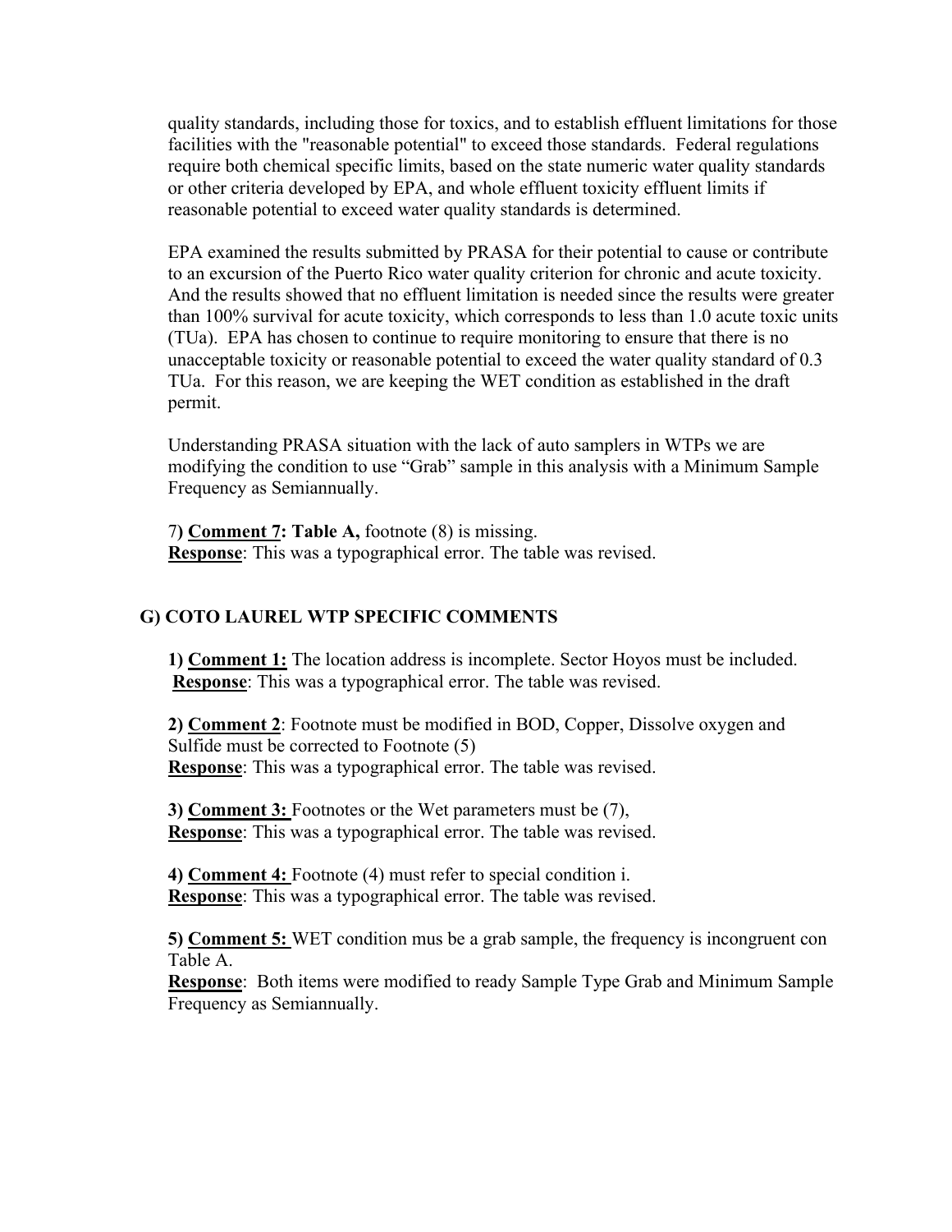quality standards, including those for toxics, and to establish effluent limitations for those facilities with the "reasonable potential" to exceed those standards. Federal regulations require both chemical specific limits, based on the state numeric water quality standards or other criteria developed by EPA, and whole effluent toxicity effluent limits if reasonable potential to exceed water quality standards is determined.

EPA examined the results submitted by PRASA for their potential to cause or contribute to an excursion of the Puerto Rico water quality criterion for chronic and acute toxicity. And the results showed that no effluent limitation is needed since the results were greater than 100% survival for acute toxicity, which corresponds to less than 1.0 acute toxic units (TUa). EPA has chosen to continue to require monitoring to ensure that there is no unacceptable toxicity or reasonable potential to exceed the water quality standard of 0.3 TUa. For this reason, we are keeping the WET condition as established in the draft permit.

Understanding PRASA situation with the lack of auto samplers in WTPs we are modifying the condition to use "Grab" sample in this analysis with a Minimum Sample Frequency as Semiannually.

7**) <u>Comment 7</u>: Table A,** footnote (8) is missing.
**<u>Response</u>**: This was a typographical error. The table was revised.

### G) COTO LAUREL WTP SPECIFIC COMMENTS

**1) <u>Comment 1:</u>** The location address is incomplete. Sector Hoyos must be included.
**<u>Response</u>**: This was a typographical error. The table was revised.

**2) <u>Comment 2</u>**: Footnote must be modified in BOD, Copper, Dissolve oxygen and Sulfide must be corrected to Footnote (5)
**<u>Response</u>**: This was a typographical error. The table was revised.

**3) <u>Comment 3:</u>** Footnotes or the Wet parameters must be (7),
**<u>Response</u>**: This was a typographical error. The table was revised.

**4) <u>Comment 4:</u>** Footnote (4) must refer to special condition i.
**<u>Response</u>**: This was a typographical error. The table was revised.

**5) <u>Comment 5:</u>** WET condition mus be a grab sample, the frequency is incongruent con Table A.
**<u>Response</u>**: Both items were modified to ready Sample Type Grab and Minimum Sample Frequency as Semiannually.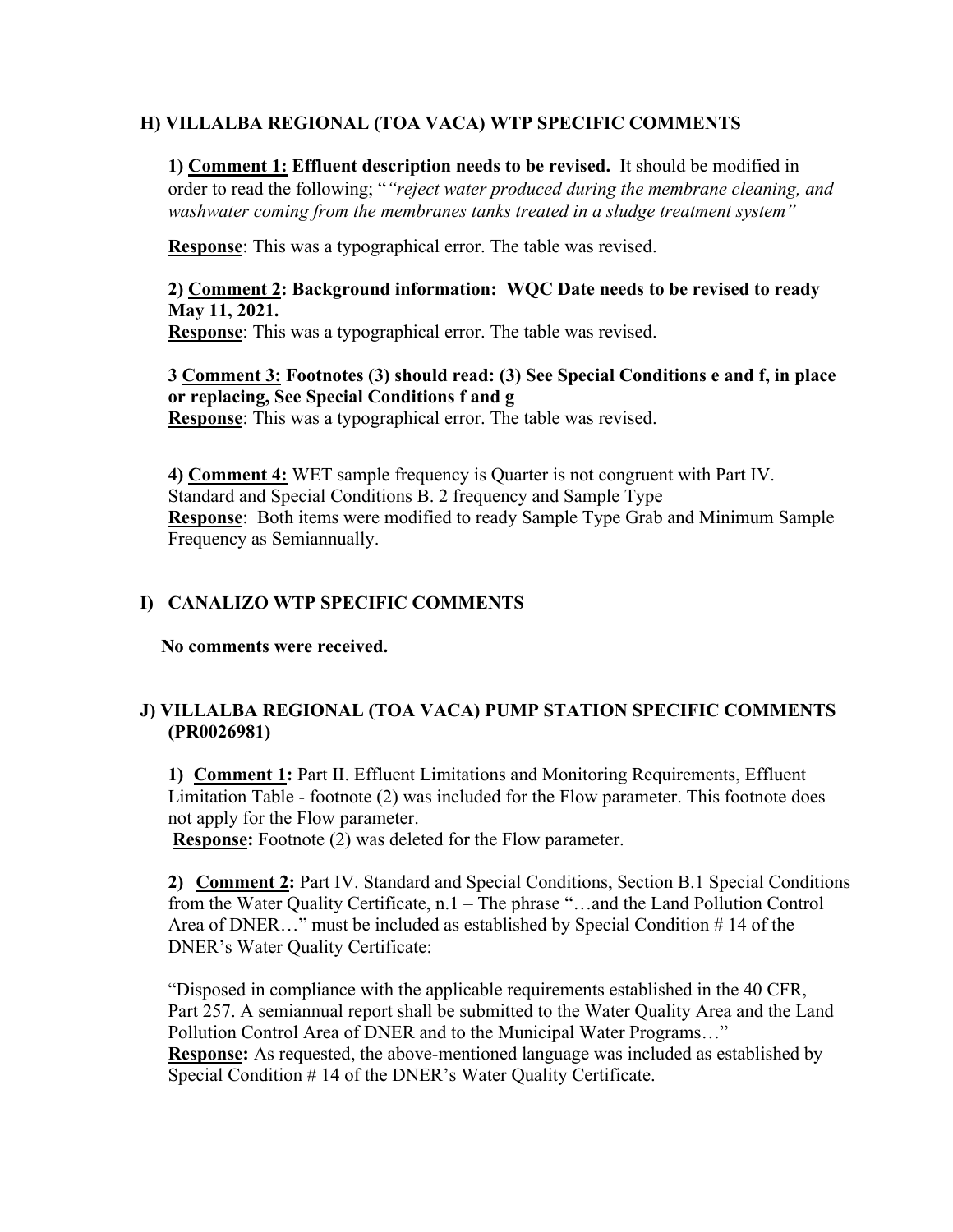## H) VILLALBA REGIONAL (TOA VACA) WTP SPECIFIC COMMENTS

**1) Comment 1: Effluent description needs to be revised.** It should be modified in order to read the following; "*"reject water produced during the membrane cleaning, and washwater coming from the membranes tanks treated in a sludge treatment system"*

**Response**: This was a typographical error. The table was revised.

**2) Comment 2: Background information: WQC Date needs to be revised to ready May 11, 2021.**
**Response**: This was a typographical error. The table was revised.

**3 Comment 3: Footnotes (3) should read: (3) See Special Conditions e and f, in place or replacing, See Special Conditions f and g**
**Response**: This was a typographical error. The table was revised.

**4) Comment 4:** WET sample frequency is Quarter is not congruent with Part IV. Standard and Special Conditions B. 2 frequency and Sample Type
**Response**: Both items were modified to ready Sample Type Grab and Minimum Sample Frequency as Semiannually.

## I) CANALIZO WTP SPECIFIC COMMENTS

**No comments were received.**

## J) VILLALBA REGIONAL (TOA VACA) PUMP STATION SPECIFIC COMMENTS (PR0026981)

**1) Comment 1:** Part II. Effluent Limitations and Monitoring Requirements, Effluent Limitation Table - footnote (2) was included for the Flow parameter. This footnote does not apply for the Flow parameter.
**Response:** Footnote (2) was deleted for the Flow parameter.

**2) Comment 2:** Part IV. Standard and Special Conditions, Section B.1 Special Conditions from the Water Quality Certificate, n.1 – The phrase "…and the Land Pollution Control Area of DNER…" must be included as established by Special Condition # 14 of the DNER's Water Quality Certificate:

"Disposed in compliance with the applicable requirements established in the 40 CFR, Part 257. A semiannual report shall be submitted to the Water Quality Area and the Land Pollution Control Area of DNER and to the Municipal Water Programs…"
**Response:** As requested, the above-mentioned language was included as established by Special Condition # 14 of the DNER's Water Quality Certificate.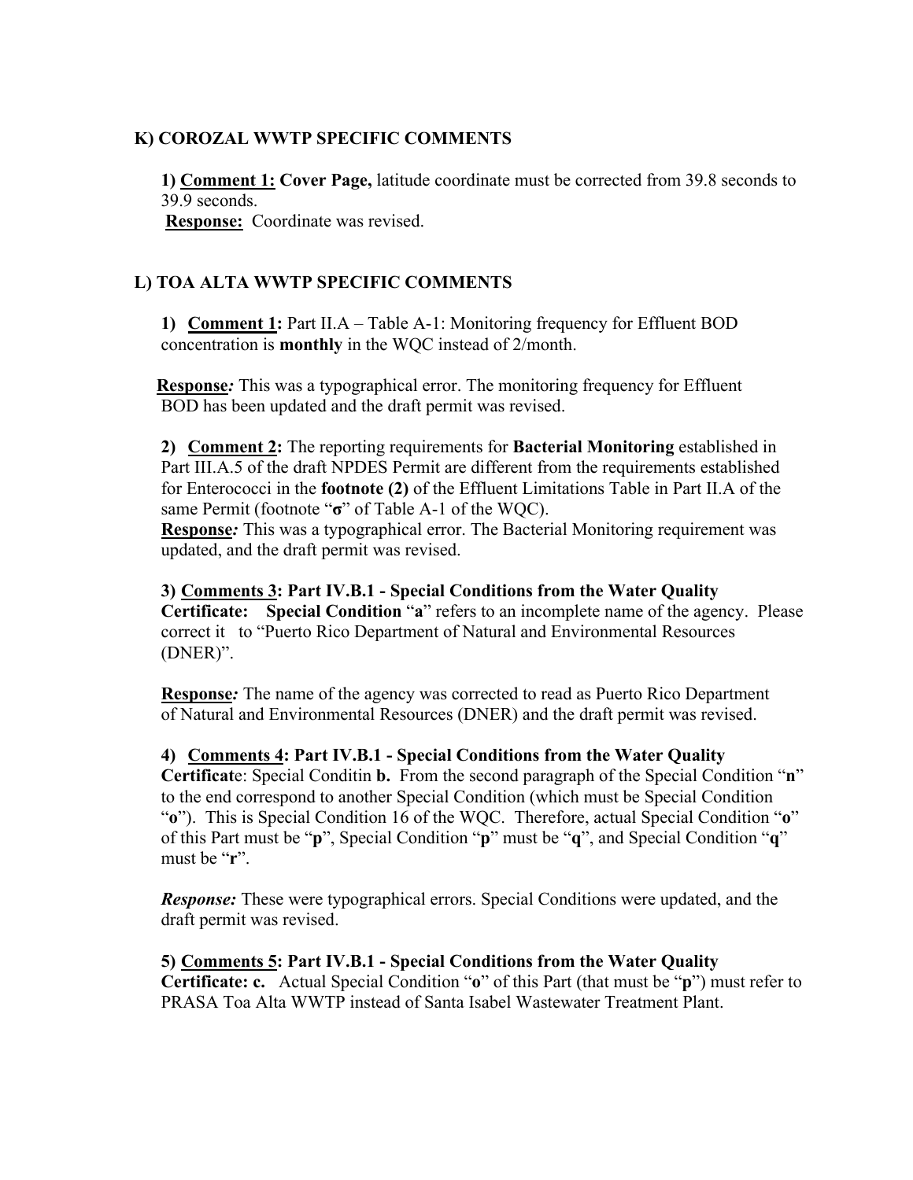### K) COROZAL WWTP SPECIFIC COMMENTS

**1) <u>Comment 1:</u> Cover Page,** latitude coordinate must be corrected from 39.8 seconds to 39.9 seconds.
**<u>Response:</u>** Coordinate was revised.

### L) TOA ALTA WWTP SPECIFIC COMMENTS

**1) <u>Comment 1</u>:** Part II.A – Table A-1: Monitoring frequency for Effluent BOD concentration is **monthly** in the WQC instead of 2/month.

**<u>Response</u>*:*** This was a typographical error. The monitoring frequency for Effluent BOD has been updated and the draft permit was revised.

**2) <u>Comment 2</u>:** The reporting requirements for **Bacterial Monitoring** established in Part III.A.5 of the draft NPDES Permit are different from the requirements established for Enterococci in the **footnote (2)** of the Effluent Limitations Table in Part II.A of the same Permit (footnote "**σ**" of Table A-1 of the WQC).
**<u>Response</u>*:*** This was a typographical error. The Bacterial Monitoring requirement was updated, and the draft permit was revised.

**3) <u>Comments 3</u>: Part IV.B.1 - Special Conditions from the Water Quality Certificate: Special Condition** "**a**" refers to an incomplete name of the agency. Please correct it to "Puerto Rico Department of Natural and Environmental Resources (DNER)".

**<u>Response</u>*:*** The name of the agency was corrected to read as Puerto Rico Department of Natural and Environmental Resources (DNER) and the draft permit was revised.

**4) <u>Comments 4</u>: Part IV.B.1 - Special Conditions from the Water Quality Certificat**e: Special Conditin **b.** From the second paragraph of the Special Condition "**n**" to the end correspond to another Special Condition (which must be Special Condition "**o**"). This is Special Condition 16 of the WQC. Therefore, actual Special Condition "**o**" of this Part must be "**p**", Special Condition "**p**" must be "**q**", and Special Condition "**q**" must be "**r**".

***Response:*** These were typographical errors. Special Conditions were updated, and the draft permit was revised.

**5) <u>Comments 5</u>: Part IV.B.1 - Special Conditions from the Water Quality Certificate: c.** Actual Special Condition "**o**" of this Part (that must be "**p**") must refer to PRASA Toa Alta WWTP instead of Santa Isabel Wastewater Treatment Plant.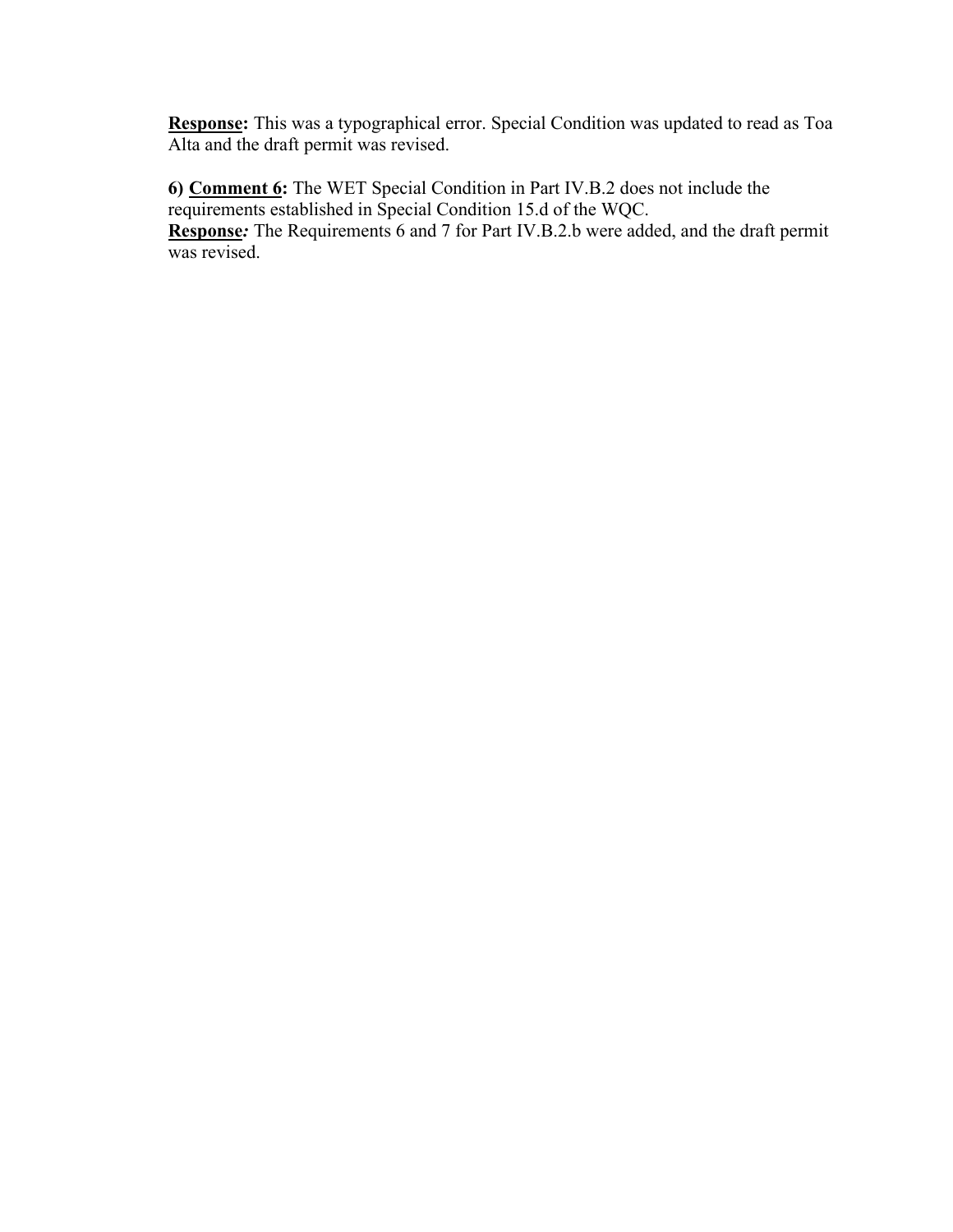**Response:** This was a typographical error. Special Condition was updated to read as Toa Alta and the draft permit was revised.

6) **Comment 6:** The WET Special Condition in Part IV.B.2 does not include the requirements established in Special Condition 15.d of the WQC.
**Response:** The Requirements 6 and 7 for Part IV.B.2.b were added, and the draft permit was revised.